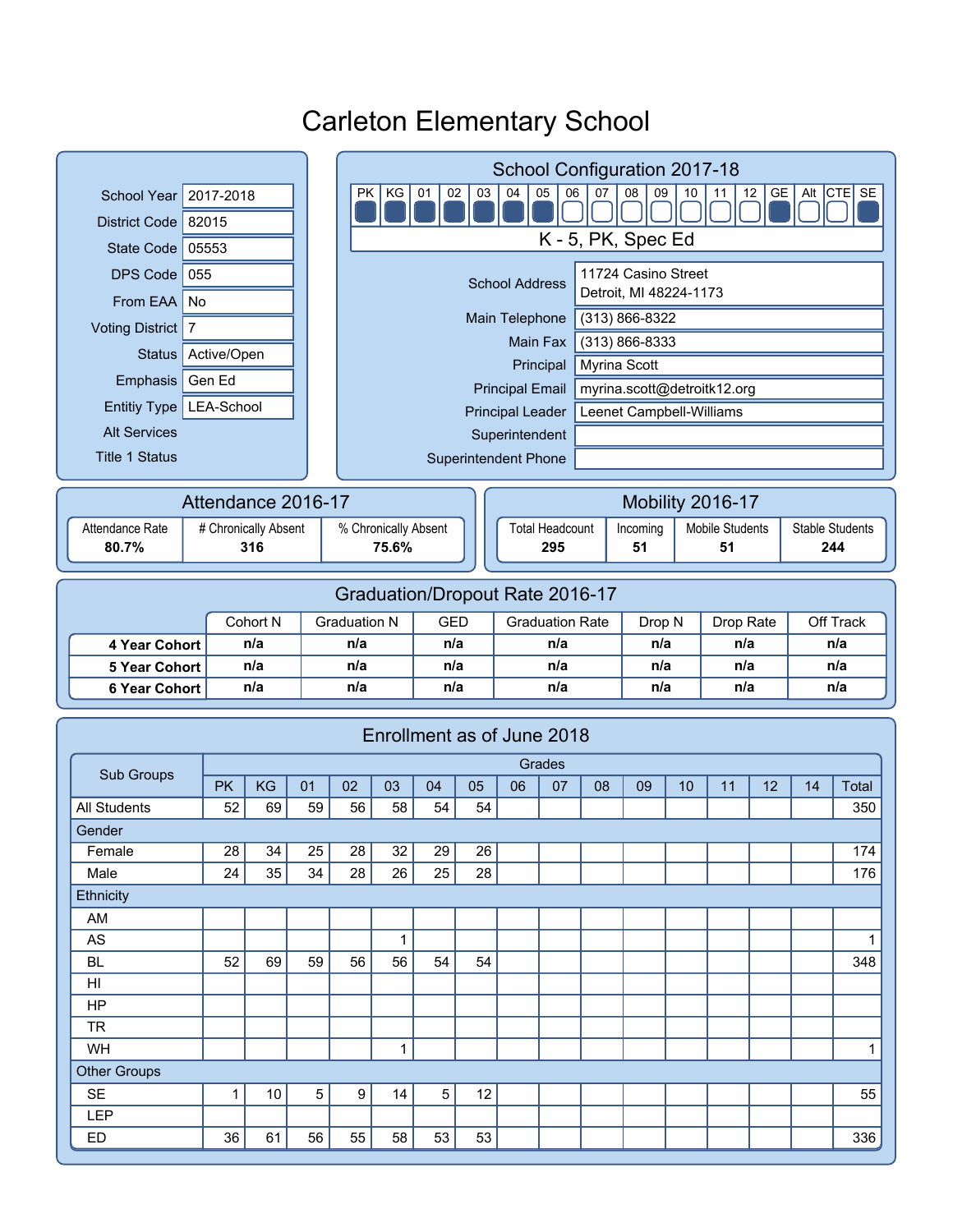# Carleton Elementary School

| | |
|---|---|
| School Year | 2017-2018 |
| District Code | 82015 |
| State Code | 05553 |
| DPS Code | 055 |
| From EAA | No |
| Voting District | 7 |
| Status | Active/Open |
| Emphasis | Gen Ed |
| Entitiy Type | LEA-School |
| Alt Services | |
| Title 1 Status | |

## School Configuration 2017-18

| PK | KG | 01 | 02 | 03 | 04 | 05 | 06 | 07 | 08 | 09 | 10 | 11 | 12 | GE | Alt | CTE | SE |
|---|---|---|---|---|---|---|---|---|---|---|---|---|---|---|---|---|---|
| ■ | ■ | ■ | ■ | ■ | ■ | ■ | □ | □ | □ | □ | □ | □ | □ | ■ | □ | □ | ■ |

K - 5, PK, Spec Ed

| | |
|---|---|
| School Address | 11724 Casino Street<br>Detroit, MI 48224-1173 |
| Main Telephone | (313) 866-8322 |
| Main Fax | (313) 866-8333 |
| Principal | Myrina Scott |
| Principal Email | myrina.scott@detroitk12.org |
| Principal Leader | Leenet Campbell-Williams |
| Superintendent | |
| Superintendent Phone | |

## Attendance 2016-17

| Attendance Rate | # Chronically Absent | % Chronically Absent |
|---|---|---|
| **80.7%** | **316** | **75.6%** |

## Mobility 2016-17

| Total Headcount | Incoming | Mobile Students | Stable Students |
|---|---|---|---|
| **295** | **51** | **51** | **244** |

## Graduation/Dropout Rate 2016-17

| | Cohort N | Graduation N | GED | Graduation Rate | Drop N | Drop Rate | Off Track |
|---|---|---|---|---|---|---|---|
| **4 Year Cohort** | n/a | n/a | n/a | n/a | n/a | n/a | n/a |
| **5 Year Cohort** | n/a | n/a | n/a | n/a | n/a | n/a | n/a |
| **6 Year Cohort** | n/a | n/a | n/a | n/a | n/a | n/a | n/a |

## Enrollment as of June 2018

| Sub Groups | Grades | | | | | | | | | | | | | | |
|---|---|---|---|---|---|---|---|---|---|---|---|---|---|---|---|
| | PK | KG | 01 | 02 | 03 | 04 | 05 | 06 | 07 | 08 | 09 | 10 | 11 | 12 | 14 | Total |
| All Students | 52 | 69 | 59 | 56 | 58 | 54 | 54 | | | | | | | | | 350 |
| Gender | | | | | | | | | | | | | | | | |
| Female | 28 | 34 | 25 | 28 | 32 | 29 | 26 | | | | | | | | | 174 |
| Male | 24 | 35 | 34 | 28 | 26 | 25 | 28 | | | | | | | | | 176 |
| Ethnicity | | | | | | | | | | | | | | | | |
| AM | | | | | | | | | | | | | | | | |
| AS | | | | | 1 | | | | | | | | | | | 1 |
| BL | 52 | 69 | 59 | 56 | 56 | 54 | 54 | | | | | | | | | 348 |
| HI | | | | | | | | | | | | | | | | |
| HP | | | | | | | | | | | | | | | | |
| TR | | | | | | | | | | | | | | | | |
| WH | | | | | 1 | | | | | | | | | | | 1 |
| Other Groups | | | | | | | | | | | | | | | | |
| SE | 1 | 10 | 5 | 9 | 14 | 5 | 12 | | | | | | | | | 55 |
| LEP | | | | | | | | | | | | | | | | |
| ED | 36 | 61 | 56 | 55 | 58 | 53 | 53 | | | | | | | | | 336 |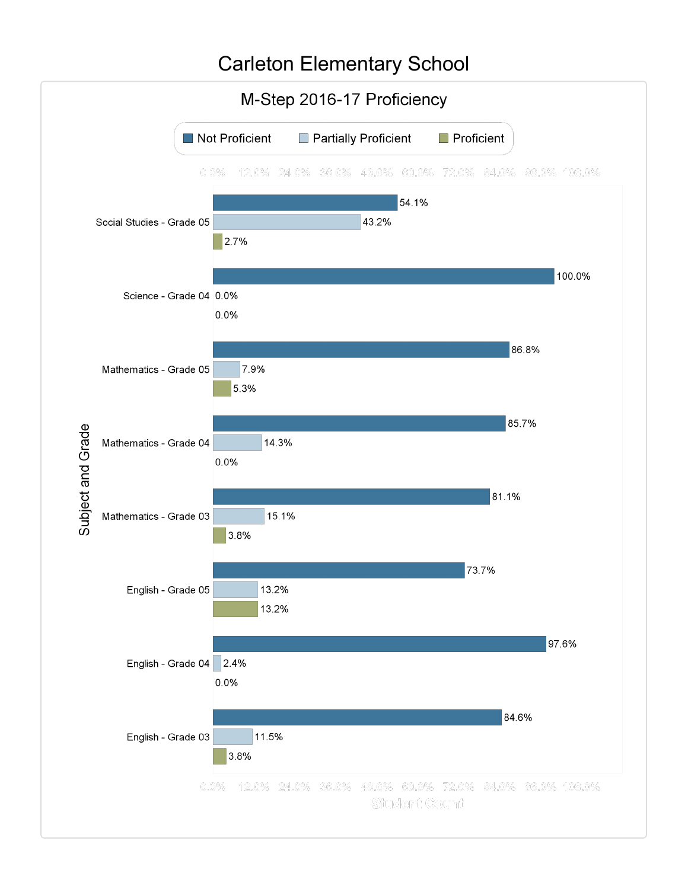# Carleton Elementary School

## M-Step 2016-17 Proficiency

| Subject and Grade | Not Proficient | Partially Proficient | Proficient |
| --- | --- | --- | --- |
| Social Studies - Grade 05 | 54.1% | 43.2% | 2.7% |
| Science - Grade 04 | 100.0% | 0.0% | 0.0% |
| Mathematics - Grade 05 | 86.8% | 7.9% | 5.3% |
| Mathematics - Grade 04 | 85.7% | 14.3% | 0.0% |
| Mathematics - Grade 03 | 81.1% | 15.1% | 3.8% |
| English - Grade 05 | 73.7% | 13.2% | 13.2% |
| English - Grade 04 | 97.6% | 2.4% | 0.0% |
| English - Grade 03 | 84.6% | 11.5% | 3.8% |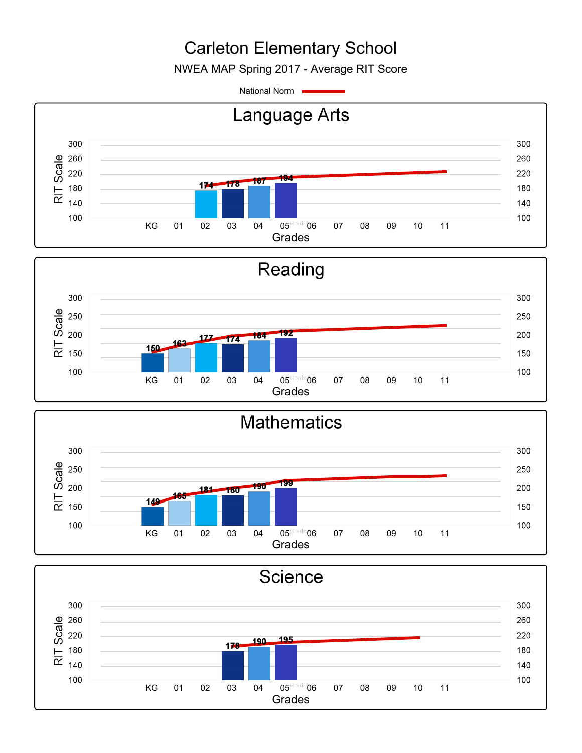# Carleton Elementary School

NWEA MAP Spring 2017 - Average RIT Score

National Norm

## Language Arts

| Grade | KG | 01 | 02 | 03 | 04 | 05 | 06 | 07 | 08 | 09 | 10 | 11 |
|---|---|---|---|---|---|---|---|---|---|---|---|---|
| Average RIT Score | | | 174 | 178 | 187 | 194 | | | | | | |

RIT Scale: 100–300; Grades

## Reading

| Grade | KG | 01 | 02 | 03 | 04 | 05 | 06 | 07 | 08 | 09 | 10 | 11 |
|---|---|---|---|---|---|---|---|---|---|---|---|---|
| Average RIT Score | 150 | 163 | 177 | 174 | 184 | 192 | | | | | | |

RIT Scale: 100–300; Grades

## Mathematics

| Grade | KG | 01 | 02 | 03 | 04 | 05 | 06 | 07 | 08 | 09 | 10 | 11 |
|---|---|---|---|---|---|---|---|---|---|---|---|---|
| Average RIT Score | 149 | 165 | 181 | 180 | 190 | 199 | | | | | | |

RIT Scale: 100–300; Grades

## Science

| Grade | KG | 01 | 02 | 03 | 04 | 05 | 06 | 07 | 08 | 09 | 10 | 11 |
|---|---|---|---|---|---|---|---|---|---|---|---|---|
| Average RIT Score | | | | 178 | 190 | 195 | | | | | | |

RIT Scale: 100–300; Grades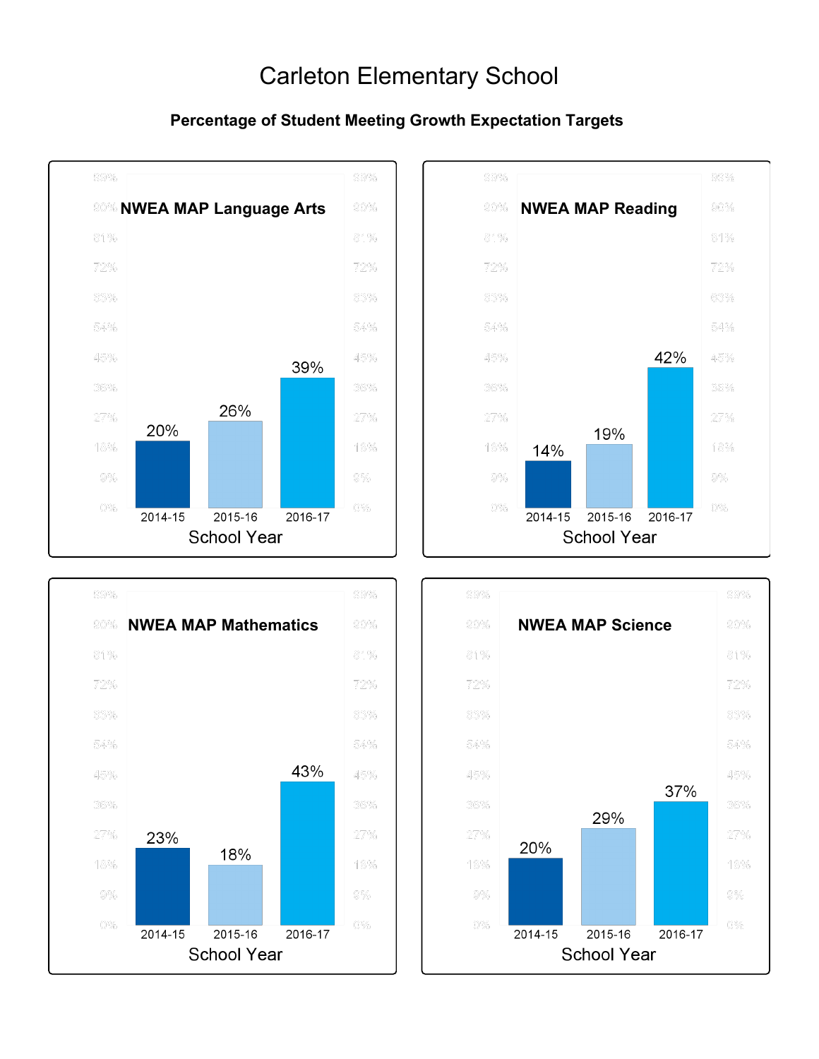# Carleton Elementary School

**Percentage of Student Meeting Growth Expectation Targets**

**NWEA MAP Language Arts**

20%
26%
39%
2014-15
2015-16
2016-17
School Year

**NWEA MAP Reading**

14%
19%
42%
2014-15
2015-16
2016-17
School Year

**NWEA MAP Mathematics**

23%
18%
43%
2014-15
2015-16
2016-17
School Year

**NWEA MAP Science**

20%
29%
37%
2014-15
2015-16
2016-17
School Year